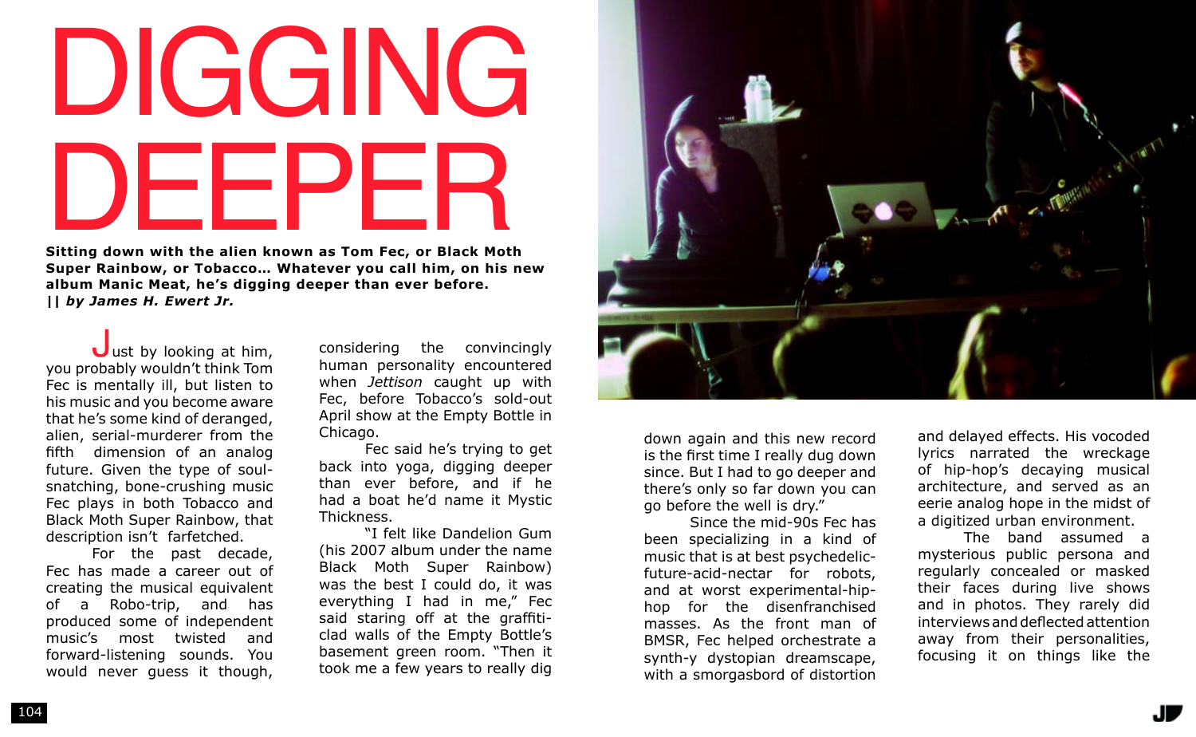# DIGGING DEEPER

**Sitting down with the alien known as Tom Fec, or Black Moth Super Rainbow, or Tobacco... Whatever you call him, on his new album Manic Meat, he's digging deeper than ever before.**
**|| *by James H. Ewert Jr.***

Just by looking at him, you probably wouldn't think Tom Fec is mentally ill, but listen to his music and you become aware that he's some kind of deranged, alien, serial-murderer from the fifth dimension of an analog future. Given the type of soul-snatching, bone-crushing music Fec plays in both Tobacco and Black Moth Super Rainbow, that description isn't farfetched.

For the past decade, Fec has made a career out of creating the musical equivalent of a Robo-trip, and has produced some of independent music's most twisted and forward-listening sounds. You would never guess it though, considering the convincingly human personality encountered when *Jettison* caught up with Fec, before Tobacco's sold-out April show at the Empty Bottle in Chicago.

Fec said he's trying to get back into yoga, digging deeper than ever before, and if he had a boat he'd name it Mystic Thickness.

"I felt like Dandelion Gum (his 2007 album under the name Black Moth Super Rainbow) was the best I could do, it was everything I had in me," Fec said staring off at the graffiti-clad walls of the Empty Bottle's basement green room. "Then it took me a few years to really dig down again and this new record is the first time I really dug down since. But I had to go deeper and there's only so far down you can go before the well is dry."

Since the mid-90s Fec has been specializing in a kind of music that is at best psychedelic-future-acid-nectar for robots, and at worst experimental-hip-hop for the disenfranchised masses. As the front man of BMSR, Fec helped orchestrate a synth-y dystopian dreamscape, with a smorgasbord of distortion and delayed effects. His vocoded lyrics narrated the wreckage of hip-hop's decaying musical architecture, and served as an eerie analog hope in the midst of a digitized urban environment.

The band assumed a mysterious public persona and regularly concealed or masked their faces during live shows and in photos. They rarely did interviews and deflected attention away from their personalities, focusing it on things like the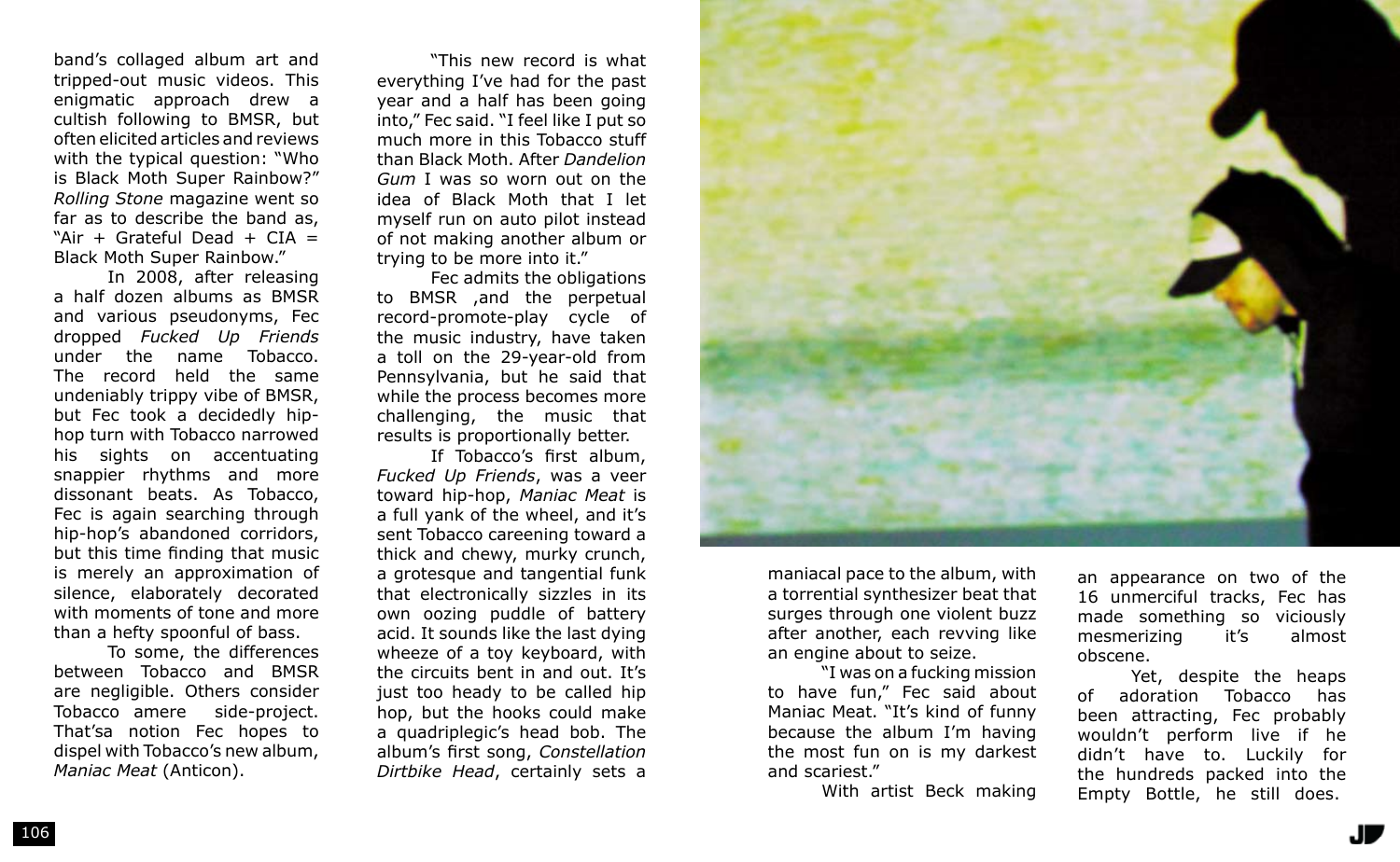band's collaged album art and tripped-out music videos. This enigmatic approach drew a cultish following to BMSR, but often elicited articles and reviews with the typical question: "Who is Black Moth Super Rainbow?" *Rolling Stone* magazine went so far as to describe the band as, "Air + Grateful Dead + CIA = Black Moth Super Rainbow."

In 2008, after releasing a half dozen albums as BMSR and various pseudonyms, Fec dropped *Fucked Up Friends* under the name Tobacco. The record held the same undeniably trippy vibe of BMSR, but Fec took a decidedly hip-hop turn with Tobacco narrowed his sights on accentuating snappier rhythms and more dissonant beats. As Tobacco, Fec is again searching through hip-hop's abandoned corridors, but this time finding that music is merely an approximation of silence, elaborately decorated with moments of tone and more than a hefty spoonful of bass.

To some, the differences between Tobacco and BMSR are negligible. Others consider Tobacco amere side-project. That'sa notion Fec hopes to dispel with Tobacco's new album, *Maniac Meat* (Anticon).

"This new record is what everything I've had for the past year and a half has been going into," Fec said. "I feel like I put so much more in this Tobacco stuff than Black Moth. After *Dandelion Gum* I was so worn out on the idea of Black Moth that I let myself run on auto pilot instead of not making another album or trying to be more into it."

Fec admits the obligations to BMSR ,and the perpetual record-promote-play cycle of the music industry, have taken a toll on the 29-year-old from Pennsylvania, but he said that while the process becomes more challenging, the music that results is proportionally better.

If Tobacco's first album, *Fucked Up Friends*, was a veer toward hip-hop, *Maniac Meat* is a full yank of the wheel, and it's sent Tobacco careening toward a thick and chewy, murky crunch, a grotesque and tangential funk that electronically sizzles in its own oozing puddle of battery acid. It sounds like the last dying wheeze of a toy keyboard, with the circuits bent in and out. It's just too heady to be called hip hop, but the hooks could make a quadriplegic's head bob. The album's first song, *Constellation Dirtbike Head*, certainly sets a maniacal pace to the album, with a torrential synthesizer beat that surges through one violent buzz after another, each revving like an engine about to seize.

"I was on a fucking mission to have fun," Fec said about Maniac Meat. "It's kind of funny because the album I'm having the most fun on is my darkest and scariest."

With artist Beck making an appearance on two of the 16 unmerciful tracks, Fec has made something so viciously mesmerizing it's almost obscene.

Yet, despite the heaps of adoration Tobacco has been attracting, Fec probably wouldn't perform live if he didn't have to. Luckily for the hundreds packed into the Empty Bottle, he still does.